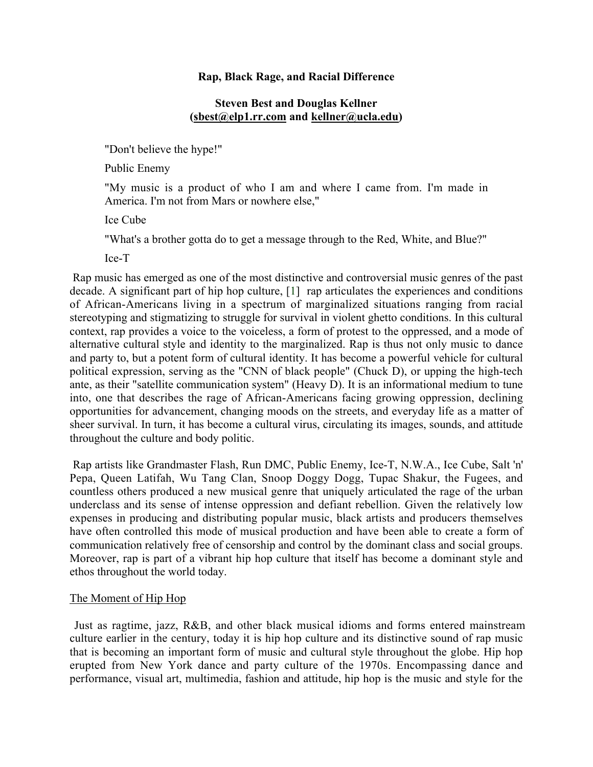# Rap, Black Rage, and Racial Difference

**Steven Best and Douglas Kellner**
**(sbest@elp1.rr.com and kellner@ucla.edu)**

> "Don't believe the hype!"
>
> Public Enemy
>
> "My music is a product of who I am and where I came from. I'm made in America. I'm not from Mars or nowhere else,"
>
> Ice Cube
>
> "What's a brother gotta do to get a message through to the Red, White, and Blue?"
>
> Ice-T

Rap music has emerged as one of the most distinctive and controversial music genres of the past decade. A significant part of hip hop culture, [1] rap articulates the experiences and conditions of African-Americans living in a spectrum of marginalized situations ranging from racial stereotyping and stigmatizing to struggle for survival in violent ghetto conditions. In this cultural context, rap provides a voice to the voiceless, a form of protest to the oppressed, and a mode of alternative cultural style and identity to the marginalized. Rap is thus not only music to dance and party to, but a potent form of cultural identity. It has become a powerful vehicle for cultural political expression, serving as the "CNN of black people" (Chuck D), or upping the high-tech ante, as their "satellite communication system" (Heavy D). It is an informational medium to tune into, one that describes the rage of African-Americans facing growing oppression, declining opportunities for advancement, changing moods on the streets, and everyday life as a matter of sheer survival. In turn, it has become a cultural virus, circulating its images, sounds, and attitude throughout the culture and body politic.

Rap artists like Grandmaster Flash, Run DMC, Public Enemy, Ice-T, N.W.A., Ice Cube, Salt 'n' Pepa, Queen Latifah, Wu Tang Clan, Snoop Doggy Dogg, Tupac Shakur, the Fugees, and countless others produced a new musical genre that uniquely articulated the rage of the urban underclass and its sense of intense oppression and defiant rebellion. Given the relatively low expenses in producing and distributing popular music, black artists and producers themselves have often controlled this mode of musical production and have been able to create a form of communication relatively free of censorship and control by the dominant class and social groups. Moreover, rap is part of a vibrant hip hop culture that itself has become a dominant style and ethos throughout the world today.

## The Moment of Hip Hop

Just as ragtime, jazz, R&B, and other black musical idioms and forms entered mainstream culture earlier in the century, today it is hip hop culture and its distinctive sound of rap music that is becoming an important form of music and cultural style throughout the globe. Hip hop erupted from New York dance and party culture of the 1970s. Encompassing dance and performance, visual art, multimedia, fashion and attitude, hip hop is the music and style for the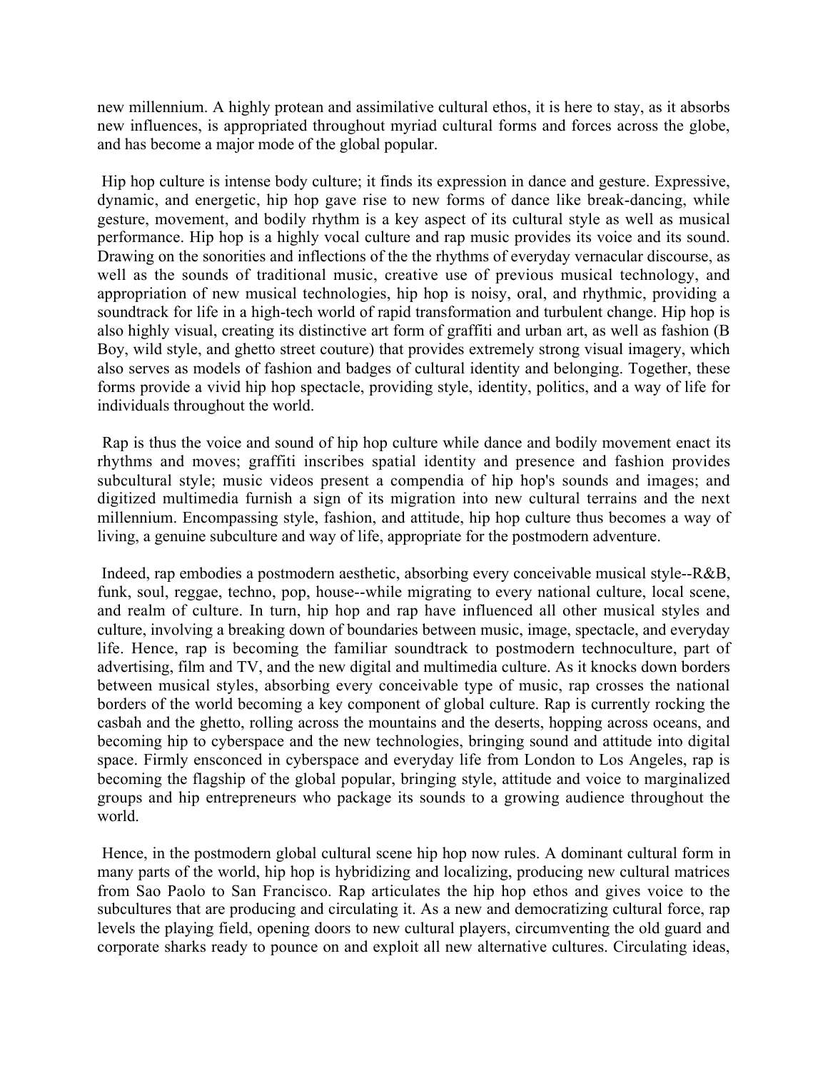new millennium. A highly protean and assimilative cultural ethos, it is here to stay, as it absorbs new influences, is appropriated throughout myriad cultural forms and forces across the globe, and has become a major mode of the global popular.

Hip hop culture is intense body culture; it finds its expression in dance and gesture. Expressive, dynamic, and energetic, hip hop gave rise to new forms of dance like break-dancing, while gesture, movement, and bodily rhythm is a key aspect of its cultural style as well as musical performance. Hip hop is a highly vocal culture and rap music provides its voice and its sound. Drawing on the sonorities and inflections of the the rhythms of everyday vernacular discourse, as well as the sounds of traditional music, creative use of previous musical technology, and appropriation of new musical technologies, hip hop is noisy, oral, and rhythmic, providing a soundtrack for life in a high-tech world of rapid transformation and turbulent change. Hip hop is also highly visual, creating its distinctive art form of graffiti and urban art, as well as fashion (B Boy, wild style, and ghetto street couture) that provides extremely strong visual imagery, which also serves as models of fashion and badges of cultural identity and belonging. Together, these forms provide a vivid hip hop spectacle, providing style, identity, politics, and a way of life for individuals throughout the world.

Rap is thus the voice and sound of hip hop culture while dance and bodily movement enact its rhythms and moves; graffiti inscribes spatial identity and presence and fashion provides subcultural style; music videos present a compendia of hip hop's sounds and images; and digitized multimedia furnish a sign of its migration into new cultural terrains and the next millennium. Encompassing style, fashion, and attitude, hip hop culture thus becomes a way of living, a genuine subculture and way of life, appropriate for the postmodern adventure.

Indeed, rap embodies a postmodern aesthetic, absorbing every conceivable musical style--R&B, funk, soul, reggae, techno, pop, house--while migrating to every national culture, local scene, and realm of culture. In turn, hip hop and rap have influenced all other musical styles and culture, involving a breaking down of boundaries between music, image, spectacle, and everyday life. Hence, rap is becoming the familiar soundtrack to postmodern technoculture, part of advertising, film and TV, and the new digital and multimedia culture. As it knocks down borders between musical styles, absorbing every conceivable type of music, rap crosses the national borders of the world becoming a key component of global culture. Rap is currently rocking the casbah and the ghetto, rolling across the mountains and the deserts, hopping across oceans, and becoming hip to cyberspace and the new technologies, bringing sound and attitude into digital space. Firmly ensconced in cyberspace and everyday life from London to Los Angeles, rap is becoming the flagship of the global popular, bringing style, attitude and voice to marginalized groups and hip entrepreneurs who package its sounds to a growing audience throughout the world.

Hence, in the postmodern global cultural scene hip hop now rules. A dominant cultural form in many parts of the world, hip hop is hybridizing and localizing, producing new cultural matrices from Sao Paolo to San Francisco. Rap articulates the hip hop ethos and gives voice to the subcultures that are producing and circulating it. As a new and democratizing cultural force, rap levels the playing field, opening doors to new cultural players, circumventing the old guard and corporate sharks ready to pounce on and exploit all new alternative cultures. Circulating ideas,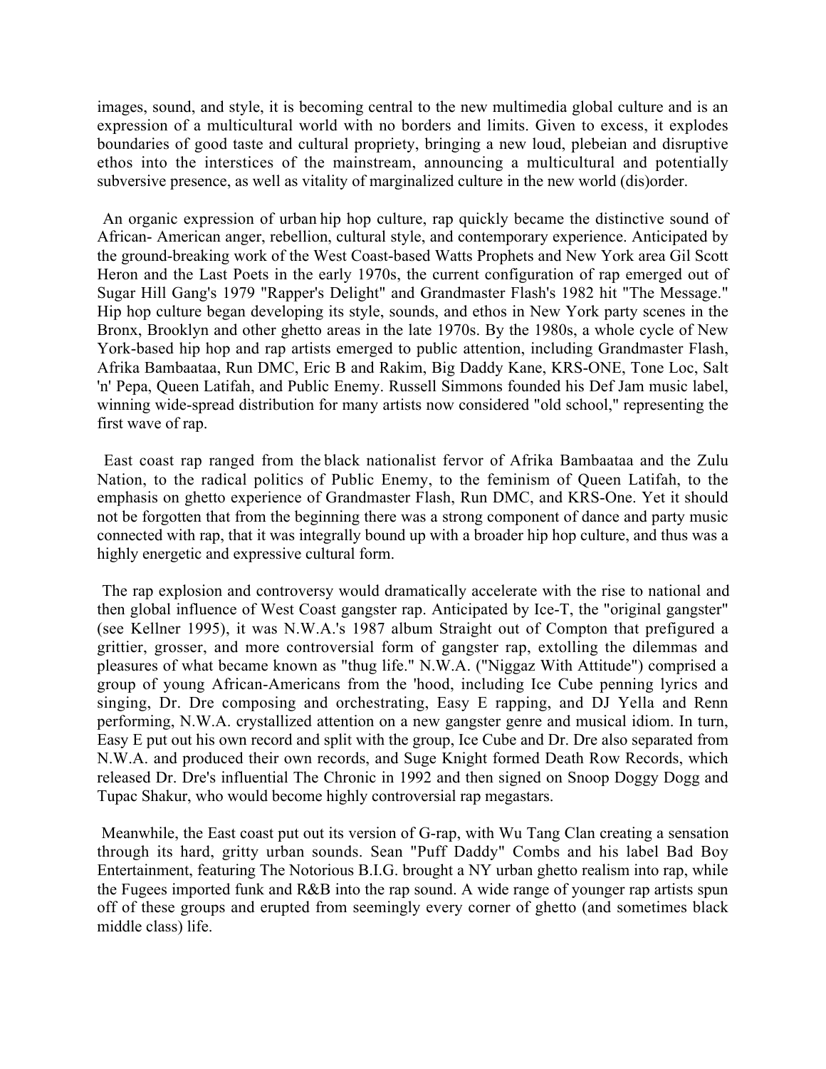images, sound, and style, it is becoming central to the new multimedia global culture and is an expression of a multicultural world with no borders and limits. Given to excess, it explodes boundaries of good taste and cultural propriety, bringing a new loud, plebeian and disruptive ethos into the interstices of the mainstream, announcing a multicultural and potentially subversive presence, as well as vitality of marginalized culture in the new world (dis)order.

An organic expression of urban hip hop culture, rap quickly became the distinctive sound of African- American anger, rebellion, cultural style, and contemporary experience. Anticipated by the ground-breaking work of the West Coast-based Watts Prophets and New York area Gil Scott Heron and the Last Poets in the early 1970s, the current configuration of rap emerged out of Sugar Hill Gang's 1979 "Rapper's Delight" and Grandmaster Flash's 1982 hit "The Message." Hip hop culture began developing its style, sounds, and ethos in New York party scenes in the Bronx, Brooklyn and other ghetto areas in the late 1970s. By the 1980s, a whole cycle of New York-based hip hop and rap artists emerged to public attention, including Grandmaster Flash, Afrika Bambaataa, Run DMC, Eric B and Rakim, Big Daddy Kane, KRS-ONE, Tone Loc, Salt 'n' Pepa, Queen Latifah, and Public Enemy. Russell Simmons founded his Def Jam music label, winning wide-spread distribution for many artists now considered "old school," representing the first wave of rap.

East coast rap ranged from the black nationalist fervor of Afrika Bambaataa and the Zulu Nation, to the radical politics of Public Enemy, to the feminism of Queen Latifah, to the emphasis on ghetto experience of Grandmaster Flash, Run DMC, and KRS-One. Yet it should not be forgotten that from the beginning there was a strong component of dance and party music connected with rap, that it was integrally bound up with a broader hip hop culture, and thus was a highly energetic and expressive cultural form.

The rap explosion and controversy would dramatically accelerate with the rise to national and then global influence of West Coast gangster rap. Anticipated by Ice-T, the "original gangster" (see Kellner 1995), it was N.W.A.'s 1987 album Straight out of Compton that prefigured a grittier, grosser, and more controversial form of gangster rap, extolling the dilemmas and pleasures of what became known as "thug life." N.W.A. ("Niggaz With Attitude") comprised a group of young African-Americans from the 'hood, including Ice Cube penning lyrics and singing, Dr. Dre composing and orchestrating, Easy E rapping, and DJ Yella and Renn performing, N.W.A. crystallized attention on a new gangster genre and musical idiom. In turn, Easy E put out his own record and split with the group, Ice Cube and Dr. Dre also separated from N.W.A. and produced their own records, and Suge Knight formed Death Row Records, which released Dr. Dre's influential The Chronic in 1992 and then signed on Snoop Doggy Dogg and Tupac Shakur, who would become highly controversial rap megastars.

Meanwhile, the East coast put out its version of G-rap, with Wu Tang Clan creating a sensation through its hard, gritty urban sounds. Sean "Puff Daddy" Combs and his label Bad Boy Entertainment, featuring The Notorious B.I.G. brought a NY urban ghetto realism into rap, while the Fugees imported funk and R&B into the rap sound. A wide range of younger rap artists spun off of these groups and erupted from seemingly every corner of ghetto (and sometimes black middle class) life.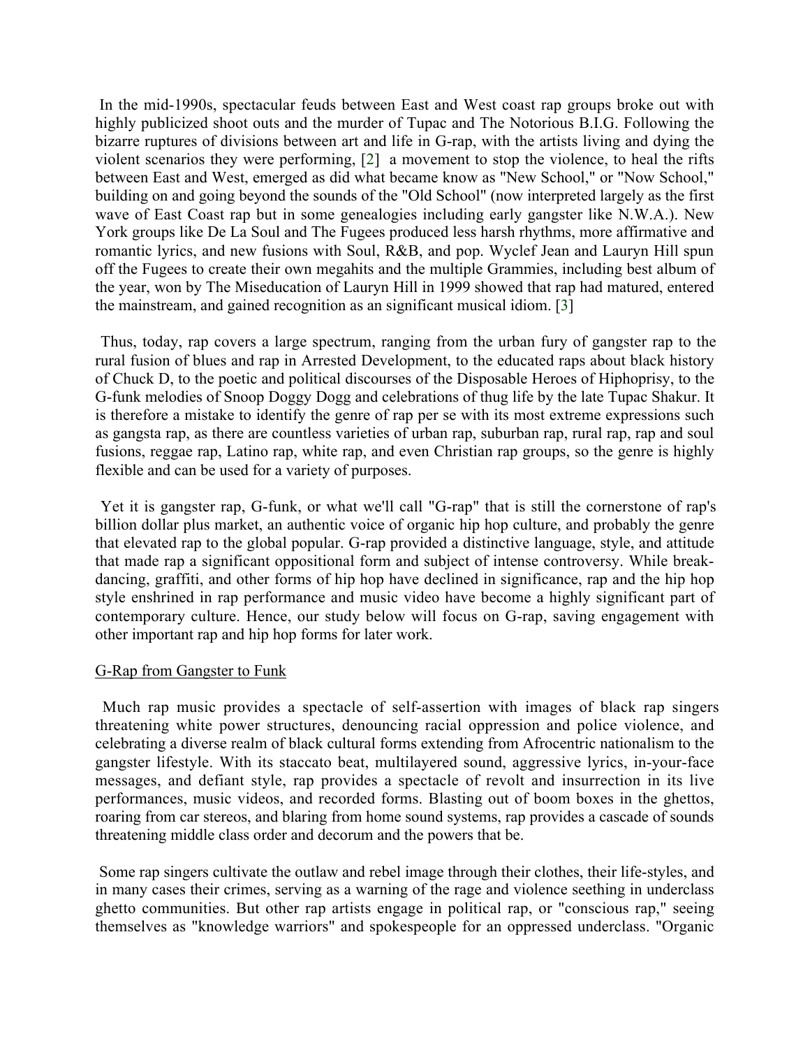In the mid-1990s, spectacular feuds between East and West coast rap groups broke out with highly publicized shoot outs and the murder of Tupac and The Notorious B.I.G. Following the bizarre ruptures of divisions between art and life in G-rap, with the artists living and dying the violent scenarios they were performing, [2] a movement to stop the violence, to heal the rifts between East and West, emerged as did what became know as "New School," or "Now School," building on and going beyond the sounds of the "Old School" (now interpreted largely as the first wave of East Coast rap but in some genealogies including early gangster like N.W.A.). New York groups like De La Soul and The Fugees produced less harsh rhythms, more affirmative and romantic lyrics, and new fusions with Soul, R&B, and pop. Wyclef Jean and Lauryn Hill spun off the Fugees to create their own megahits and the multiple Grammies, including best album of the year, won by The Miseducation of Lauryn Hill in 1999 showed that rap had matured, entered the mainstream, and gained recognition as an significant musical idiom. [3]

Thus, today, rap covers a large spectrum, ranging from the urban fury of gangster rap to the rural fusion of blues and rap in Arrested Development, to the educated raps about black history of Chuck D, to the poetic and political discourses of the Disposable Heroes of Hiphoprisy, to the G-funk melodies of Snoop Doggy Dogg and celebrations of thug life by the late Tupac Shakur. It is therefore a mistake to identify the genre of rap per se with its most extreme expressions such as gangsta rap, as there are countless varieties of urban rap, suburban rap, rural rap, rap and soul fusions, reggae rap, Latino rap, white rap, and even Christian rap groups, so the genre is highly flexible and can be used for a variety of purposes.

Yet it is gangster rap, G-funk, or what we'll call "G-rap" that is still the cornerstone of rap's billion dollar plus market, an authentic voice of organic hip hop culture, and probably the genre that elevated rap to the global popular. G-rap provided a distinctive language, style, and attitude that made rap a significant oppositional form and subject of intense controversy. While break-dancing, graffiti, and other forms of hip hop have declined in significance, rap and the hip hop style enshrined in rap performance and music video have become a highly significant part of contemporary culture. Hence, our study below will focus on G-rap, saving engagement with other important rap and hip hop forms for later work.

## G-Rap from Gangster to Funk

Much rap music provides a spectacle of self-assertion with images of black rap singers threatening white power structures, denouncing racial oppression and police violence, and celebrating a diverse realm of black cultural forms extending from Afrocentric nationalism to the gangster lifestyle. With its staccato beat, multilayered sound, aggressive lyrics, in-your-face messages, and defiant style, rap provides a spectacle of revolt and insurrection in its live performances, music videos, and recorded forms. Blasting out of boom boxes in the ghettos, roaring from car stereos, and blaring from home sound systems, rap provides a cascade of sounds threatening middle class order and decorum and the powers that be.

Some rap singers cultivate the outlaw and rebel image through their clothes, their life-styles, and in many cases their crimes, serving as a warning of the rage and violence seething in underclass ghetto communities. But other rap artists engage in political rap, or "conscious rap," seeing themselves as "knowledge warriors" and spokespeople for an oppressed underclass. "Organic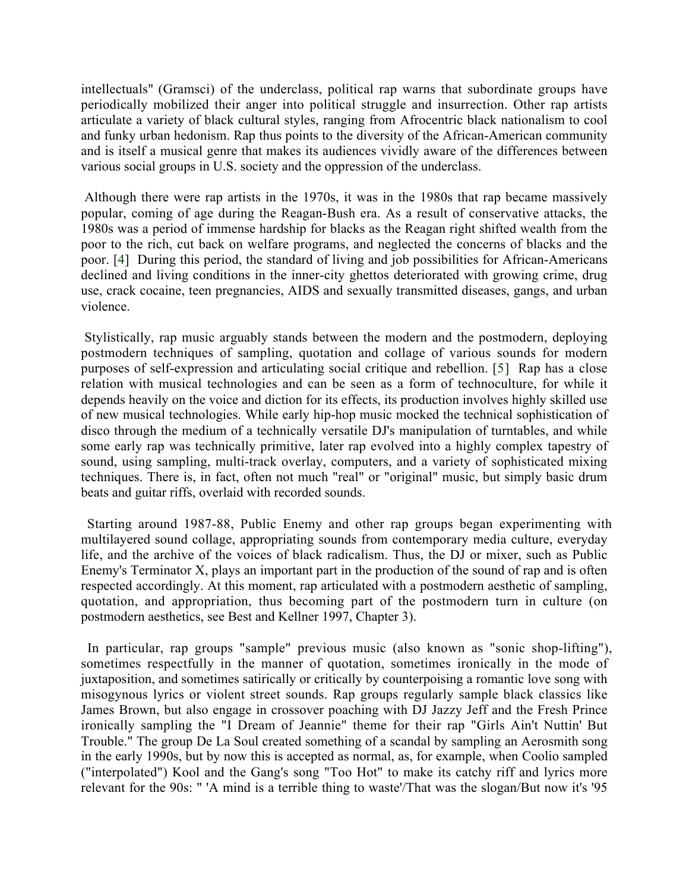intellectuals" (Gramsci) of the underclass, political rap warns that subordinate groups have periodically mobilized their anger into political struggle and insurrection. Other rap artists articulate a variety of black cultural styles, ranging from Afrocentric black nationalism to cool and funky urban hedonism. Rap thus points to the diversity of the African-American community and is itself a musical genre that makes its audiences vividly aware of the differences between various social groups in U.S. society and the oppression of the underclass.

Although there were rap artists in the 1970s, it was in the 1980s that rap became massively popular, coming of age during the Reagan-Bush era. As a result of conservative attacks, the 1980s was a period of immense hardship for blacks as the Reagan right shifted wealth from the poor to the rich, cut back on welfare programs, and neglected the concerns of blacks and the poor. [4] During this period, the standard of living and job possibilities for African-Americans declined and living conditions in the inner-city ghettos deteriorated with growing crime, drug use, crack cocaine, teen pregnancies, AIDS and sexually transmitted diseases, gangs, and urban violence.

Stylistically, rap music arguably stands between the modern and the postmodern, deploying postmodern techniques of sampling, quotation and collage of various sounds for modern purposes of self-expression and articulating social critique and rebellion. [5] Rap has a close relation with musical technologies and can be seen as a form of technoculture, for while it depends heavily on the voice and diction for its effects, its production involves highly skilled use of new musical technologies. While early hip-hop music mocked the technical sophistication of disco through the medium of a technically versatile DJ's manipulation of turntables, and while some early rap was technically primitive, later rap evolved into a highly complex tapestry of sound, using sampling, multi-track overlay, computers, and a variety of sophisticated mixing techniques. There is, in fact, often not much "real" or "original" music, but simply basic drum beats and guitar riffs, overlaid with recorded sounds.

Starting around 1987-88, Public Enemy and other rap groups began experimenting with multilayered sound collage, appropriating sounds from contemporary media culture, everyday life, and the archive of the voices of black radicalism. Thus, the DJ or mixer, such as Public Enemy's Terminator X, plays an important part in the production of the sound of rap and is often respected accordingly. At this moment, rap articulated with a postmodern aesthetic of sampling, quotation, and appropriation, thus becoming part of the postmodern turn in culture (on postmodern aesthetics, see Best and Kellner 1997, Chapter 3).

In particular, rap groups "sample" previous music (also known as "sonic shop-lifting"), sometimes respectfully in the manner of quotation, sometimes ironically in the mode of juxtaposition, and sometimes satirically or critically by counterpoising a romantic love song with misogynous lyrics or violent street sounds. Rap groups regularly sample black classics like James Brown, but also engage in crossover poaching with DJ Jazzy Jeff and the Fresh Prince ironically sampling the "I Dream of Jeannie" theme for their rap "Girls Ain't Nuttin' But Trouble." The group De La Soul created something of a scandal by sampling an Aerosmith song in the early 1990s, but by now this is accepted as normal, as, for example, when Coolio sampled ("interpolated") Kool and the Gang's song "Too Hot" to make its catchy riff and lyrics more relevant for the 90s: " 'A mind is a terrible thing to waste'/That was the slogan/But now it's '95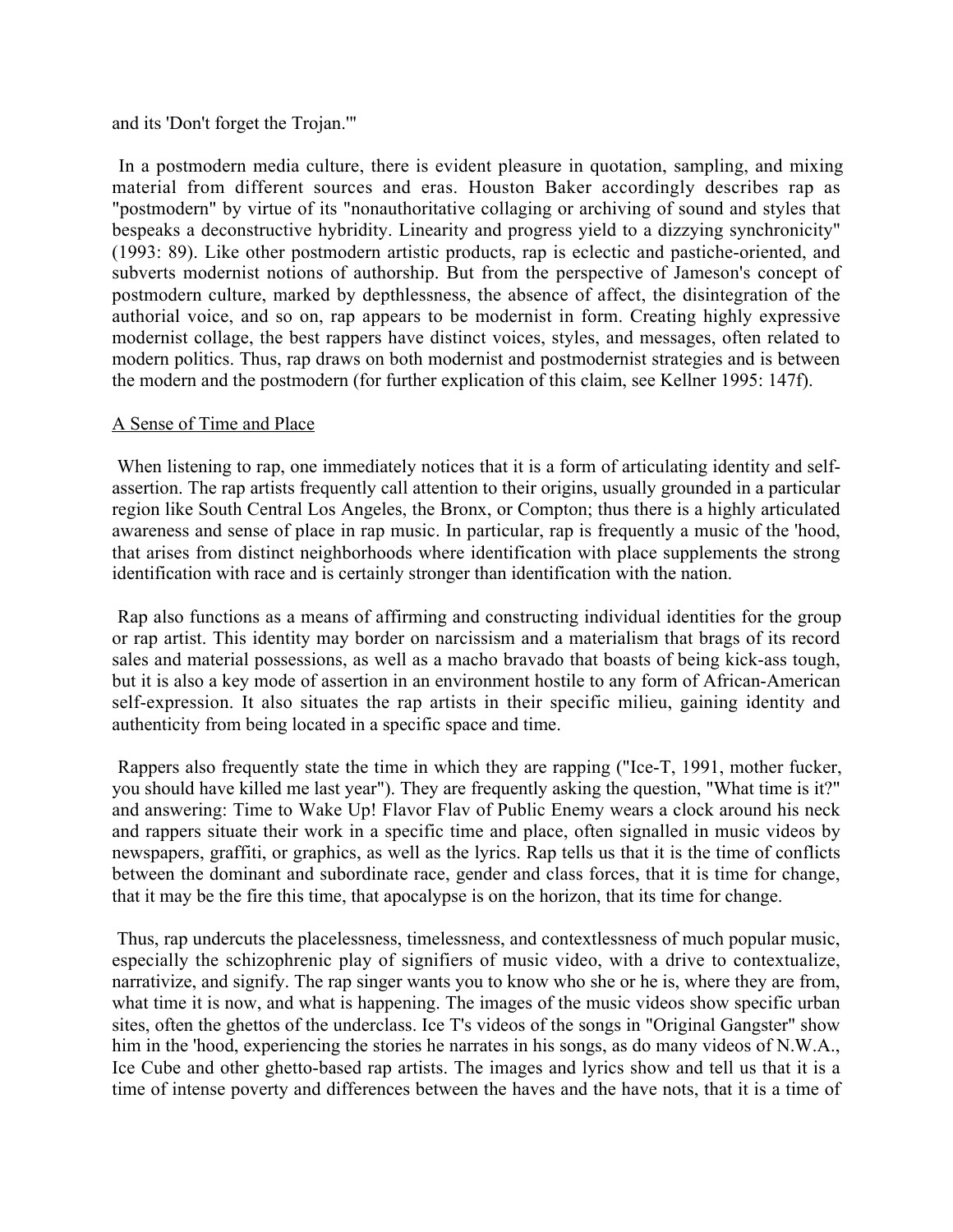and its 'Don't forget the Trojan.'"

In a postmodern media culture, there is evident pleasure in quotation, sampling, and mixing material from different sources and eras. Houston Baker accordingly describes rap as "postmodern" by virtue of its "nonauthoritative collaging or archiving of sound and styles that bespeaks a deconstructive hybridity. Linearity and progress yield to a dizzying synchronicity" (1993: 89). Like other postmodern artistic products, rap is eclectic and pastiche-oriented, and subverts modernist notions of authorship. But from the perspective of Jameson's concept of postmodern culture, marked by depthlessness, the absence of affect, the disintegration of the authorial voice, and so on, rap appears to be modernist in form. Creating highly expressive modernist collage, the best rappers have distinct voices, styles, and messages, often related to modern politics. Thus, rap draws on both modernist and postmodernist strategies and is between the modern and the postmodern (for further explication of this claim, see Kellner 1995: 147f).

<u>A Sense of Time and Place</u>

When listening to rap, one immediately notices that it is a form of articulating identity and self-assertion. The rap artists frequently call attention to their origins, usually grounded in a particular region like South Central Los Angeles, the Bronx, or Compton; thus there is a highly articulated awareness and sense of place in rap music. In particular, rap is frequently a music of the 'hood, that arises from distinct neighborhoods where identification with place supplements the strong identification with race and is certainly stronger than identification with the nation.

Rap also functions as a means of affirming and constructing individual identities for the group or rap artist. This identity may border on narcissism and a materialism that brags of its record sales and material possessions, as well as a macho bravado that boasts of being kick-ass tough, but it is also a key mode of assertion in an environment hostile to any form of African-American self-expression. It also situates the rap artists in their specific milieu, gaining identity and authenticity from being located in a specific space and time.

Rappers also frequently state the time in which they are rapping ("Ice-T, 1991, mother fucker, you should have killed me last year"). They are frequently asking the question, "What time is it?" and answering: Time to Wake Up! Flavor Flav of Public Enemy wears a clock around his neck and rappers situate their work in a specific time and place, often signalled in music videos by newspapers, graffiti, or graphics, as well as the lyrics. Rap tells us that it is the time of conflicts between the dominant and subordinate race, gender and class forces, that it is time for change, that it may be the fire this time, that apocalypse is on the horizon, that its time for change.

Thus, rap undercuts the placelessness, timelessness, and contextlessness of much popular music, especially the schizophrenic play of signifiers of music video, with a drive to contextualize, narrativize, and signify. The rap singer wants you to know who she or he is, where they are from, what time it is now, and what is happening. The images of the music videos show specific urban sites, often the ghettos of the underclass. Ice T's videos of the songs in "Original Gangster" show him in the 'hood, experiencing the stories he narrates in his songs, as do many videos of N.W.A., Ice Cube and other ghetto-based rap artists. The images and lyrics show and tell us that it is a time of intense poverty and differences between the haves and the have nots, that it is a time of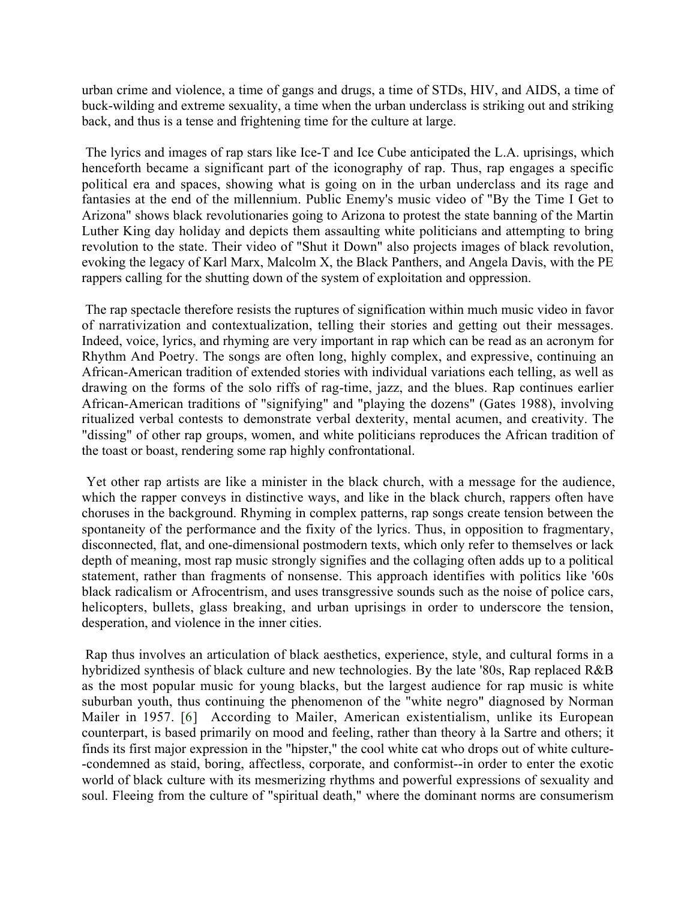urban crime and violence, a time of gangs and drugs, a time of STDs, HIV, and AIDS, a time of buck-wilding and extreme sexuality, a time when the urban underclass is striking out and striking back, and thus is a tense and frightening time for the culture at large.

The lyrics and images of rap stars like Ice-T and Ice Cube anticipated the L.A. uprisings, which henceforth became a significant part of the iconography of rap. Thus, rap engages a specific political era and spaces, showing what is going on in the urban underclass and its rage and fantasies at the end of the millennium. Public Enemy's music video of "By the Time I Get to Arizona" shows black revolutionaries going to Arizona to protest the state banning of the Martin Luther King day holiday and depicts them assaulting white politicians and attempting to bring revolution to the state. Their video of "Shut it Down" also projects images of black revolution, evoking the legacy of Karl Marx, Malcolm X, the Black Panthers, and Angela Davis, with the PE rappers calling for the shutting down of the system of exploitation and oppression.

The rap spectacle therefore resists the ruptures of signification within much music video in favor of narrativization and contextualization, telling their stories and getting out their messages. Indeed, voice, lyrics, and rhyming are very important in rap which can be read as an acronym for Rhythm And Poetry. The songs are often long, highly complex, and expressive, continuing an African-American tradition of extended stories with individual variations each telling, as well as drawing on the forms of the solo riffs of rag-time, jazz, and the blues. Rap continues earlier African-American traditions of "signifying" and "playing the dozens" (Gates 1988), involving ritualized verbal contests to demonstrate verbal dexterity, mental acumen, and creativity. The "dissing" of other rap groups, women, and white politicians reproduces the African tradition of the toast or boast, rendering some rap highly confrontational.

Yet other rap artists are like a minister in the black church, with a message for the audience, which the rapper conveys in distinctive ways, and like in the black church, rappers often have choruses in the background. Rhyming in complex patterns, rap songs create tension between the spontaneity of the performance and the fixity of the lyrics. Thus, in opposition to fragmentary, disconnected, flat, and one-dimensional postmodern texts, which only refer to themselves or lack depth of meaning, most rap music strongly signifies and the collaging often adds up to a political statement, rather than fragments of nonsense. This approach identifies with politics like '60s black radicalism or Afrocentrism, and uses transgressive sounds such as the noise of police cars, helicopters, bullets, glass breaking, and urban uprisings in order to underscore the tension, desperation, and violence in the inner cities.

Rap thus involves an articulation of black aesthetics, experience, style, and cultural forms in a hybridized synthesis of black culture and new technologies. By the late '80s, Rap replaced R&B as the most popular music for young blacks, but the largest audience for rap music is white suburban youth, thus continuing the phenomenon of the "white negro" diagnosed by Norman Mailer in 1957. [6] According to Mailer, American existentialism, unlike its European counterpart, is based primarily on mood and feeling, rather than theory à la Sartre and others; it finds its first major expression in the "hipster," the cool white cat who drops out of white culture--condemned as staid, boring, affectless, corporate, and conformist--in order to enter the exotic world of black culture with its mesmerizing rhythms and powerful expressions of sexuality and soul. Fleeing from the culture of "spiritual death," where the dominant norms are consumerism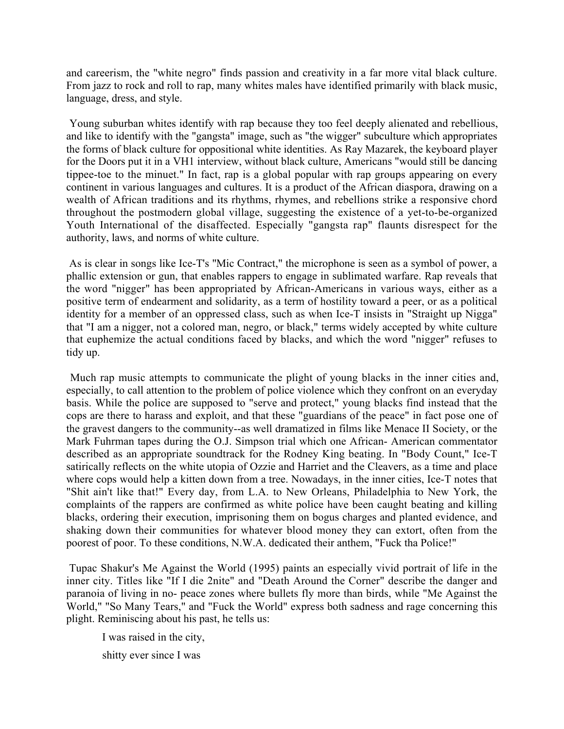and careerism, the "white negro" finds passion and creativity in a far more vital black culture. From jazz to rock and roll to rap, many whites males have identified primarily with black music, language, dress, and style.

Young suburban whites identify with rap because they too feel deeply alienated and rebellious, and like to identify with the "gangsta" image, such as "the wigger" subculture which appropriates the forms of black culture for oppositional white identities. As Ray Mazarek, the keyboard player for the Doors put it in a VH1 interview, without black culture, Americans "would still be dancing tippee-toe to the minuet." In fact, rap is a global popular with rap groups appearing on every continent in various languages and cultures. It is a product of the African diaspora, drawing on a wealth of African traditions and its rhythms, rhymes, and rebellions strike a responsive chord throughout the postmodern global village, suggesting the existence of a yet-to-be-organized Youth International of the disaffected. Especially "gangsta rap" flaunts disrespect for the authority, laws, and norms of white culture.

As is clear in songs like Ice-T's "Mic Contract," the microphone is seen as a symbol of power, a phallic extension or gun, that enables rappers to engage in sublimated warfare. Rap reveals that the word "nigger" has been appropriated by African-Americans in various ways, either as a positive term of endearment and solidarity, as a term of hostility toward a peer, or as a political identity for a member of an oppressed class, such as when Ice-T insists in "Straight up Nigga" that "I am a nigger, not a colored man, negro, or black," terms widely accepted by white culture that euphemize the actual conditions faced by blacks, and which the word "nigger" refuses to tidy up.

Much rap music attempts to communicate the plight of young blacks in the inner cities and, especially, to call attention to the problem of police violence which they confront on an everyday basis. While the police are supposed to "serve and protect," young blacks find instead that the cops are there to harass and exploit, and that these "guardians of the peace" in fact pose one of the gravest dangers to the community--as well dramatized in films like Menace II Society, or the Mark Fuhrman tapes during the O.J. Simpson trial which one African- American commentator described as an appropriate soundtrack for the Rodney King beating. In "Body Count," Ice-T satirically reflects on the white utopia of Ozzie and Harriet and the Cleavers, as a time and place where cops would help a kitten down from a tree. Nowadays, in the inner cities, Ice-T notes that "Shit ain't like that!" Every day, from L.A. to New Orleans, Philadelphia to New York, the complaints of the rappers are confirmed as white police have been caught beating and killing blacks, ordering their execution, imprisoning them on bogus charges and planted evidence, and shaking down their communities for whatever blood money they can extort, often from the poorest of poor. To these conditions, N.W.A. dedicated their anthem, "Fuck tha Police!"

Tupac Shakur's Me Against the World (1995) paints an especially vivid portrait of life in the inner city. Titles like "If I die 2nite" and "Death Around the Corner" describe the danger and paranoia of living in no- peace zones where bullets fly more than birds, while "Me Against the World," "So Many Tears," and "Fuck the World" express both sadness and rage concerning this plight. Reminiscing about his past, he tells us:

> I was raised in the city,
>
> shitty ever since I was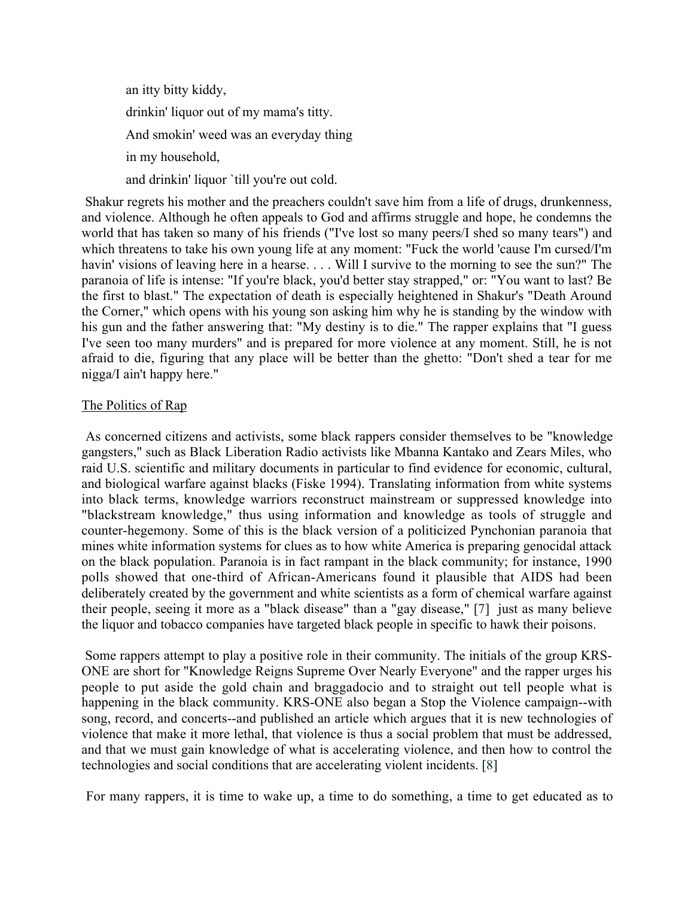an itty bitty kiddy,

drinkin' liquor out of my mama's titty.

And smokin' weed was an everyday thing

in my household,

and drinkin' liquor `till you're out cold.

Shakur regrets his mother and the preachers couldn't save him from a life of drugs, drunkenness, and violence. Although he often appeals to God and affirms struggle and hope, he condemns the world that has taken so many of his friends ("I've lost so many peers/I shed so many tears") and which threatens to take his own young life at any moment: "Fuck the world 'cause I'm cursed/I'm havin' visions of leaving here in a hearse. . . . Will I survive to the morning to see the sun?" The paranoia of life is intense: "If you're black, you'd better stay strapped," or: "You want to last? Be the first to blast." The expectation of death is especially heightened in Shakur's "Death Around the Corner," which opens with his young son asking him why he is standing by the window with his gun and the father answering that: "My destiny is to die." The rapper explains that "I guess I've seen too many murders" and is prepared for more violence at any moment. Still, he is not afraid to die, figuring that any place will be better than the ghetto: "Don't shed a tear for me nigga/I ain't happy here."

## The Politics of Rap

As concerned citizens and activists, some black rappers consider themselves to be "knowledge gangsters," such as Black Liberation Radio activists like Mbanna Kantako and Zears Miles, who raid U.S. scientific and military documents in particular to find evidence for economic, cultural, and biological warfare against blacks (Fiske 1994). Translating information from white systems into black terms, knowledge warriors reconstruct mainstream or suppressed knowledge into "blackstream knowledge," thus using information and knowledge as tools of struggle and counter-hegemony. Some of this is the black version of a politicized Pynchonian paranoia that mines white information systems for clues as to how white America is preparing genocidal attack on the black population. Paranoia is in fact rampant in the black community; for instance, 1990 polls showed that one-third of African-Americans found it plausible that AIDS had been deliberately created by the government and white scientists as a form of chemical warfare against their people, seeing it more as a "black disease" than a "gay disease," [7] just as many believe the liquor and tobacco companies have targeted black people in specific to hawk their poisons.

Some rappers attempt to play a positive role in their community. The initials of the group KRS-ONE are short for "Knowledge Reigns Supreme Over Nearly Everyone" and the rapper urges his people to put aside the gold chain and braggadocio and to straight out tell people what is happening in the black community. KRS-ONE also began a Stop the Violence campaign--with song, record, and concerts--and published an article which argues that it is new technologies of violence that make it more lethal, that violence is thus a social problem that must be addressed, and that we must gain knowledge of what is accelerating violence, and then how to control the technologies and social conditions that are accelerating violent incidents. [8]

For many rappers, it is time to wake up, a time to do something, a time to get educated as to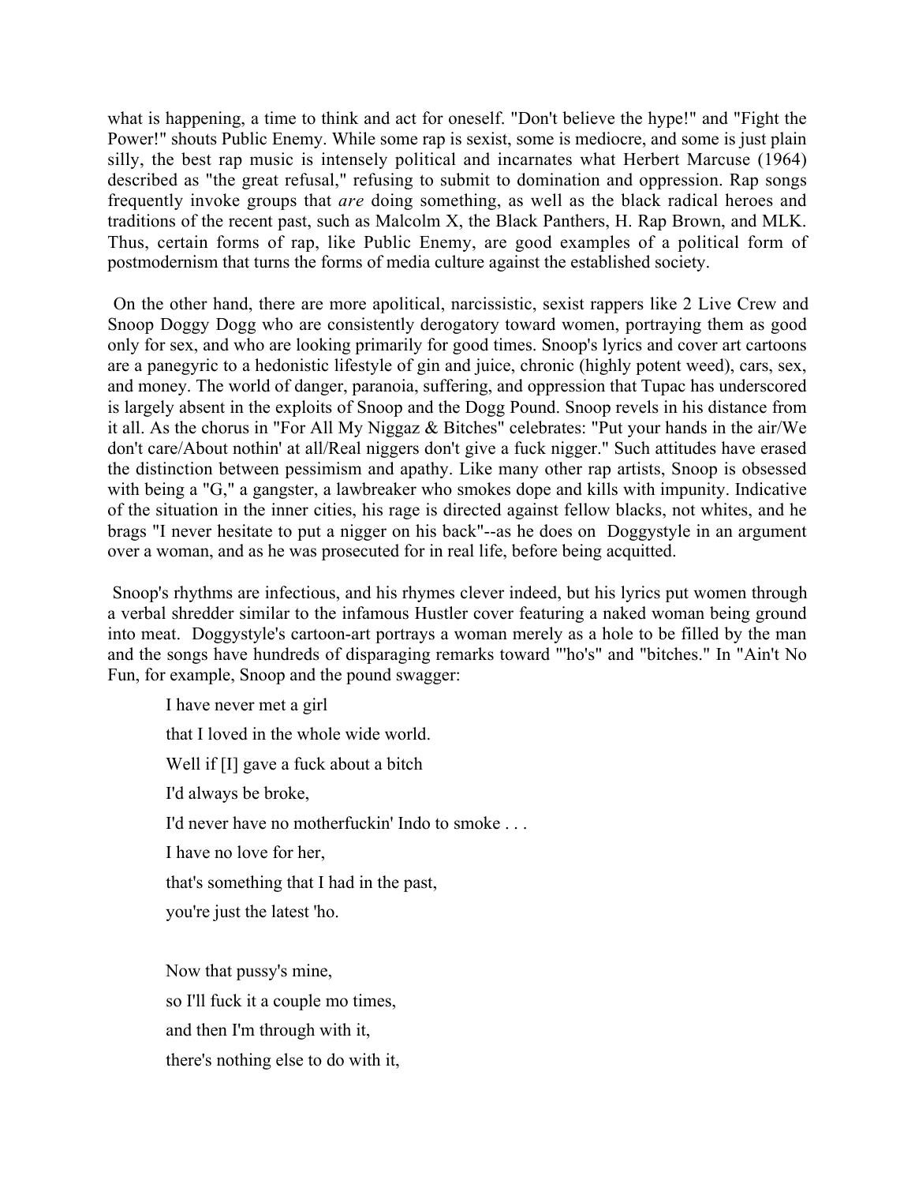what is happening, a time to think and act for oneself. "Don't believe the hype!" and "Fight the Power!" shouts Public Enemy. While some rap is sexist, some is mediocre, and some is just plain silly, the best rap music is intensely political and incarnates what Herbert Marcuse (1964) described as "the great refusal," refusing to submit to domination and oppression. Rap songs frequently invoke groups that *are* doing something, as well as the black radical heroes and traditions of the recent past, such as Malcolm X, the Black Panthers, H. Rap Brown, and MLK. Thus, certain forms of rap, like Public Enemy, are good examples of a political form of postmodernism that turns the forms of media culture against the established society.

On the other hand, there are more apolitical, narcissistic, sexist rappers like 2 Live Crew and Snoop Doggy Dogg who are consistently derogatory toward women, portraying them as good only for sex, and who are looking primarily for good times. Snoop's lyrics and cover art cartoons are a panegyric to a hedonistic lifestyle of gin and juice, chronic (highly potent weed), cars, sex, and money. The world of danger, paranoia, suffering, and oppression that Tupac has underscored is largely absent in the exploits of Snoop and the Dogg Pound. Snoop revels in his distance from it all. As the chorus in "For All My Niggaz & Bitches" celebrates: "Put your hands in the air/We don't care/About nothin' at all/Real niggers don't give a fuck nigger." Such attitudes have erased the distinction between pessimism and apathy. Like many other rap artists, Snoop is obsessed with being a "G," a gangster, a lawbreaker who smokes dope and kills with impunity. Indicative of the situation in the inner cities, his rage is directed against fellow blacks, not whites, and he brags "I never hesitate to put a nigger on his back"--as he does on Doggystyle in an argument over a woman, and as he was prosecuted for in real life, before being acquitted.

Snoop's rhythms are infectious, and his rhymes clever indeed, but his lyrics put women through a verbal shredder similar to the infamous Hustler cover featuring a naked woman being ground into meat. Doggystyle's cartoon-art portrays a woman merely as a hole to be filled by the man and the songs have hundreds of disparaging remarks toward "'ho's" and "bitches." In "Ain't No Fun, for example, Snoop and the pound swagger:

> I have never met a girl
>
> that I loved in the whole wide world.
>
> Well if [I] gave a fuck about a bitch
>
> I'd always be broke,
>
> I'd never have no motherfuckin' Indo to smoke . . .
>
> I have no love for her,
>
> that's something that I had in the past,
>
> you're just the latest 'ho.
>
> Now that pussy's mine,
>
> so I'll fuck it a couple mo times,
>
> and then I'm through with it,
>
> there's nothing else to do with it,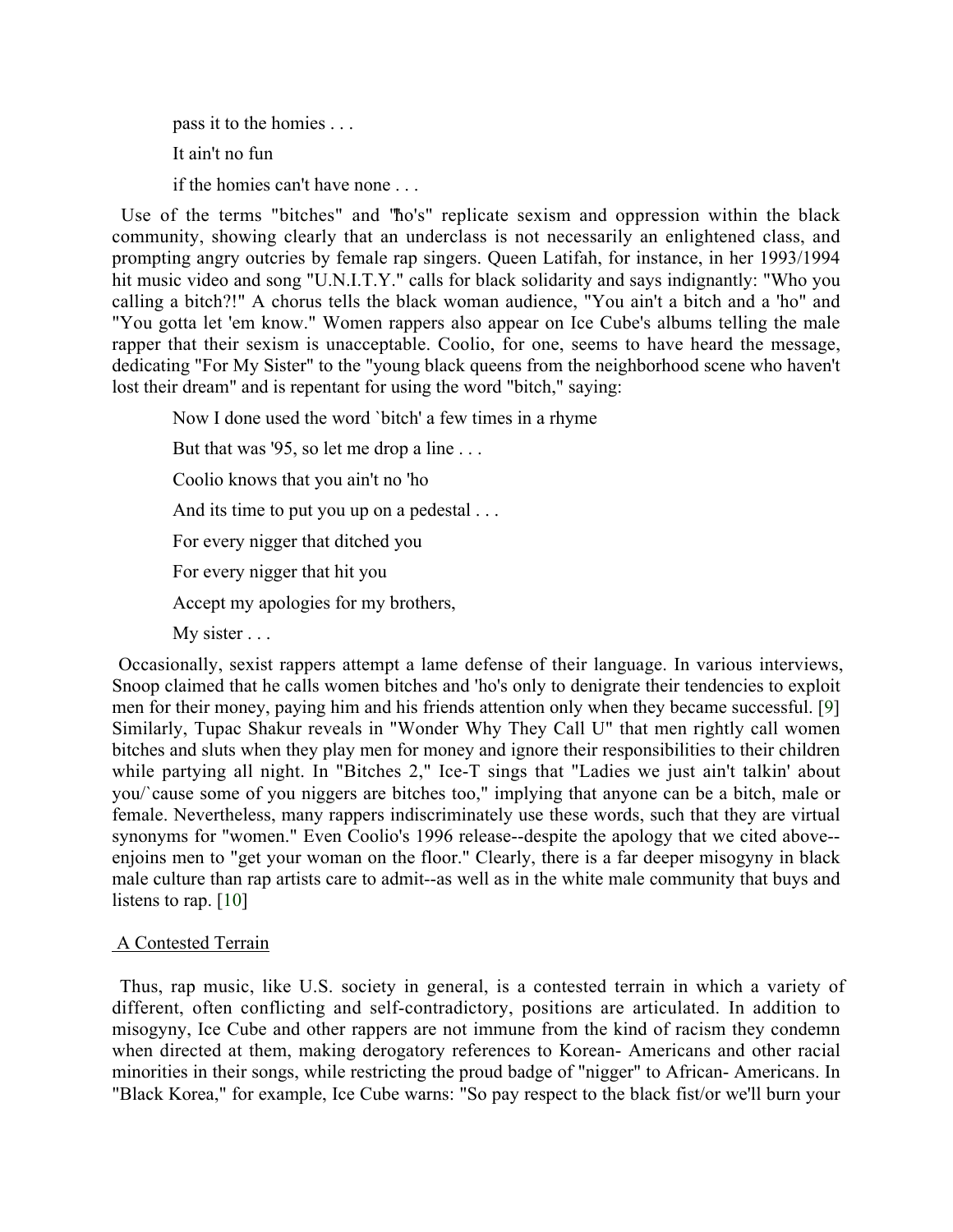pass it to the homies . . .

It ain't no fun

if the homies can't have none . . .

Use of the terms "bitches" and "ho's" replicate sexism and oppression within the black community, showing clearly that an underclass is not necessarily an enlightened class, and prompting angry outcries by female rap singers. Queen Latifah, for instance, in her 1993/1994 hit music video and song "U.N.I.T.Y." calls for black solidarity and says indignantly: "Who you calling a bitch?!" A chorus tells the black woman audience, "You ain't a bitch and a 'ho" and "You gotta let 'em know." Women rappers also appear on Ice Cube's albums telling the male rapper that their sexism is unacceptable. Coolio, for one, seems to have heard the message, dedicating "For My Sister" to the "young black queens from the neighborhood scene who haven't lost their dream" and is repentant for using the word "bitch," saying:

Now I done used the word `bitch' a few times in a rhyme

But that was '95, so let me drop a line . . .

Coolio knows that you ain't no 'ho

And its time to put you up on a pedestal . . .

For every nigger that ditched you

For every nigger that hit you

Accept my apologies for my brothers,

My sister . . .

Occasionally, sexist rappers attempt a lame defense of their language. In various interviews, Snoop claimed that he calls women bitches and 'ho's only to denigrate their tendencies to exploit men for their money, paying him and his friends attention only when they became successful. [9] Similarly, Tupac Shakur reveals in "Wonder Why They Call U" that men rightly call women bitches and sluts when they play men for money and ignore their responsibilities to their children while partying all night. In "Bitches 2," Ice-T sings that "Ladies we just ain't talkin' about you/`cause some of you niggers are bitches too," implying that anyone can be a bitch, male or female. Nevertheless, many rappers indiscriminately use these words, such that they are virtual synonyms for "women." Even Coolio's 1996 release--despite the apology that we cited above--enjoins men to "get your woman on the floor." Clearly, there is a far deeper misogyny in black male culture than rap artists care to admit--as well as in the white male community that buys and listens to rap. [10]

## A Contested Terrain

Thus, rap music, like U.S. society in general, is a contested terrain in which a variety of different, often conflicting and self-contradictory, positions are articulated. In addition to misogyny, Ice Cube and other rappers are not immune from the kind of racism they condemn when directed at them, making derogatory references to Korean- Americans and other racial minorities in their songs, while restricting the proud badge of "nigger" to African- Americans. In "Black Korea," for example, Ice Cube warns: "So pay respect to the black fist/or we'll burn your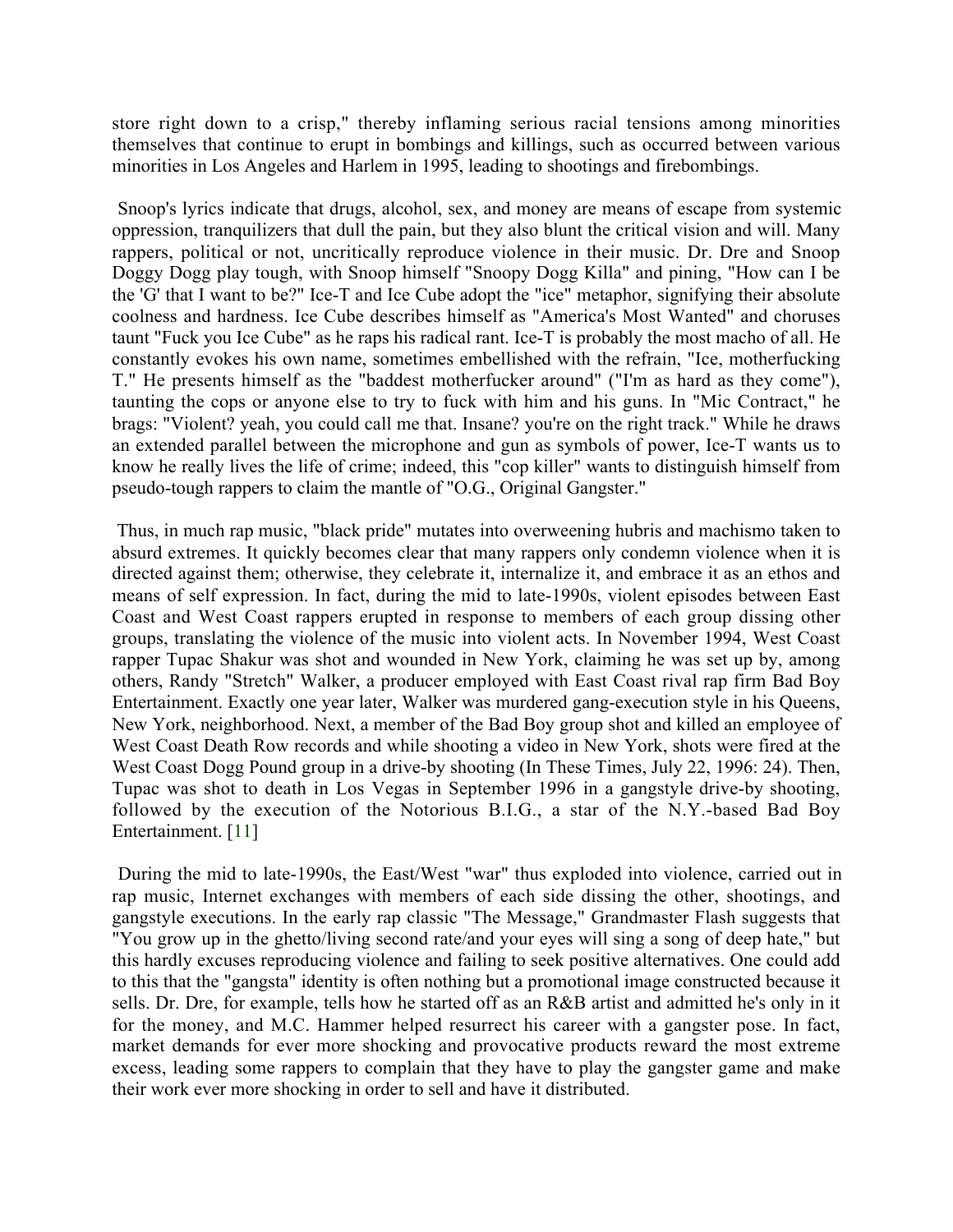store right down to a crisp," thereby inflaming serious racial tensions among minorities themselves that continue to erupt in bombings and killings, such as occurred between various minorities in Los Angeles and Harlem in 1995, leading to shootings and firebombings.

Snoop's lyrics indicate that drugs, alcohol, sex, and money are means of escape from systemic oppression, tranquilizers that dull the pain, but they also blunt the critical vision and will. Many rappers, political or not, uncritically reproduce violence in their music. Dr. Dre and Snoop Doggy Dogg play tough, with Snoop himself "Snoopy Dogg Killa" and pining, "How can I be the 'G' that I want to be?" Ice-T and Ice Cube adopt the "ice" metaphor, signifying their absolute coolness and hardness. Ice Cube describes himself as "America's Most Wanted" and choruses taunt "Fuck you Ice Cube" as he raps his radical rant. Ice-T is probably the most macho of all. He constantly evokes his own name, sometimes embellished with the refrain, "Ice, motherfucking T." He presents himself as the "baddest motherfucker around" ("I'm as hard as they come"), taunting the cops or anyone else to try to fuck with him and his guns. In "Mic Contract," he brags: "Violent? yeah, you could call me that. Insane? you're on the right track." While he draws an extended parallel between the microphone and gun as symbols of power, Ice-T wants us to know he really lives the life of crime; indeed, this "cop killer" wants to distinguish himself from pseudo-tough rappers to claim the mantle of "O.G., Original Gangster."

Thus, in much rap music, "black pride" mutates into overweening hubris and machismo taken to absurd extremes. It quickly becomes clear that many rappers only condemn violence when it is directed against them; otherwise, they celebrate it, internalize it, and embrace it as an ethos and means of self expression. In fact, during the mid to late-1990s, violent episodes between East Coast and West Coast rappers erupted in response to members of each group dissing other groups, translating the violence of the music into violent acts. In November 1994, West Coast rapper Tupac Shakur was shot and wounded in New York, claiming he was set up by, among others, Randy "Stretch" Walker, a producer employed with East Coast rival rap firm Bad Boy Entertainment. Exactly one year later, Walker was murdered gang-execution style in his Queens, New York, neighborhood. Next, a member of the Bad Boy group shot and killed an employee of West Coast Death Row records and while shooting a video in New York, shots were fired at the West Coast Dogg Pound group in a drive-by shooting (In These Times, July 22, 1996: 24). Then, Tupac was shot to death in Los Vegas in September 1996 in a gangstyle drive-by shooting, followed by the execution of the Notorious B.I.G., a star of the N.Y.-based Bad Boy Entertainment. [11]

During the mid to late-1990s, the East/West "war" thus exploded into violence, carried out in rap music, Internet exchanges with members of each side dissing the other, shootings, and gangstyle executions. In the early rap classic "The Message," Grandmaster Flash suggests that "You grow up in the ghetto/living second rate/and your eyes will sing a song of deep hate," but this hardly excuses reproducing violence and failing to seek positive alternatives. One could add to this that the "gangsta" identity is often nothing but a promotional image constructed because it sells. Dr. Dre, for example, tells how he started off as an R&B artist and admitted he's only in it for the money, and M.C. Hammer helped resurrect his career with a gangster pose. In fact, market demands for ever more shocking and provocative products reward the most extreme excess, leading some rappers to complain that they have to play the gangster game and make their work ever more shocking in order to sell and have it distributed.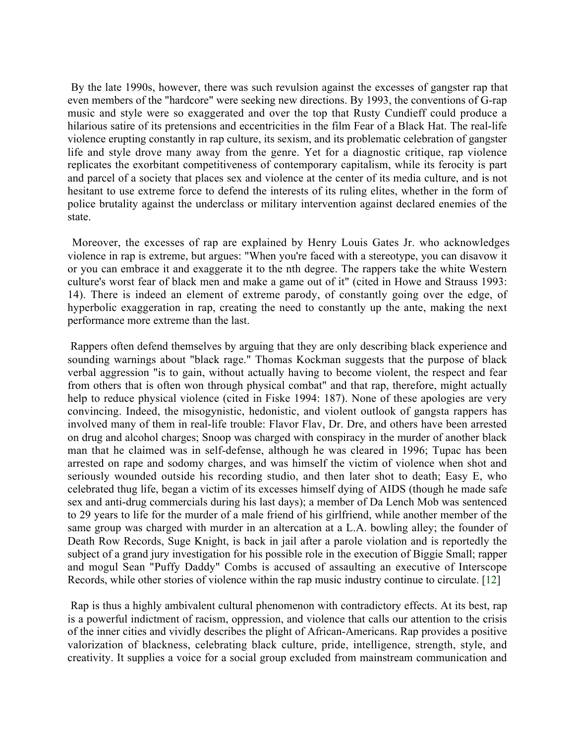By the late 1990s, however, there was such revulsion against the excesses of gangster rap that even members of the "hardcore" were seeking new directions. By 1993, the conventions of G-rap music and style were so exaggerated and over the top that Rusty Cundieff could produce a hilarious satire of its pretensions and eccentricities in the film Fear of a Black Hat. The real-life violence erupting constantly in rap culture, its sexism, and its problematic celebration of gangster life and style drove many away from the genre. Yet for a diagnostic critique, rap violence replicates the exorbitant competitiveness of contemporary capitalism, while its ferocity is part and parcel of a society that places sex and violence at the center of its media culture, and is not hesitant to use extreme force to defend the interests of its ruling elites, whether in the form of police brutality against the underclass or military intervention against declared enemies of the state.

Moreover, the excesses of rap are explained by Henry Louis Gates Jr. who acknowledges violence in rap is extreme, but argues: "When you're faced with a stereotype, you can disavow it or you can embrace it and exaggerate it to the nth degree. The rappers take the white Western culture's worst fear of black men and make a game out of it" (cited in Howe and Strauss 1993: 14). There is indeed an element of extreme parody, of constantly going over the edge, of hyperbolic exaggeration in rap, creating the need to constantly up the ante, making the next performance more extreme than the last.

Rappers often defend themselves by arguing that they are only describing black experience and sounding warnings about "black rage." Thomas Kockman suggests that the purpose of black verbal aggression "is to gain, without actually having to become violent, the respect and fear from others that is often won through physical combat" and that rap, therefore, might actually help to reduce physical violence (cited in Fiske 1994: 187). None of these apologies are very convincing. Indeed, the misogynistic, hedonistic, and violent outlook of gangsta rappers has involved many of them in real-life trouble: Flavor Flav, Dr. Dre, and others have been arrested on drug and alcohol charges; Snoop was charged with conspiracy in the murder of another black man that he claimed was in self-defense, although he was cleared in 1996; Tupac has been arrested on rape and sodomy charges, and was himself the victim of violence when shot and seriously wounded outside his recording studio, and then later shot to death; Easy E, who celebrated thug life, began a victim of its excesses himself dying of AIDS (though he made safe sex and anti-drug commercials during his last days); a member of Da Lench Mob was sentenced to 29 years to life for the murder of a male friend of his girlfriend, while another member of the same group was charged with murder in an altercation at a L.A. bowling alley; the founder of Death Row Records, Suge Knight, is back in jail after a parole violation and is reportedly the subject of a grand jury investigation for his possible role in the execution of Biggie Small; rapper and mogul Sean "Puffy Daddy" Combs is accused of assaulting an executive of Interscope Records, while other stories of violence within the rap music industry continue to circulate. [12]

Rap is thus a highly ambivalent cultural phenomenon with contradictory effects. At its best, rap is a powerful indictment of racism, oppression, and violence that calls our attention to the crisis of the inner cities and vividly describes the plight of African-Americans. Rap provides a positive valorization of blackness, celebrating black culture, pride, intelligence, strength, style, and creativity. It supplies a voice for a social group excluded from mainstream communication and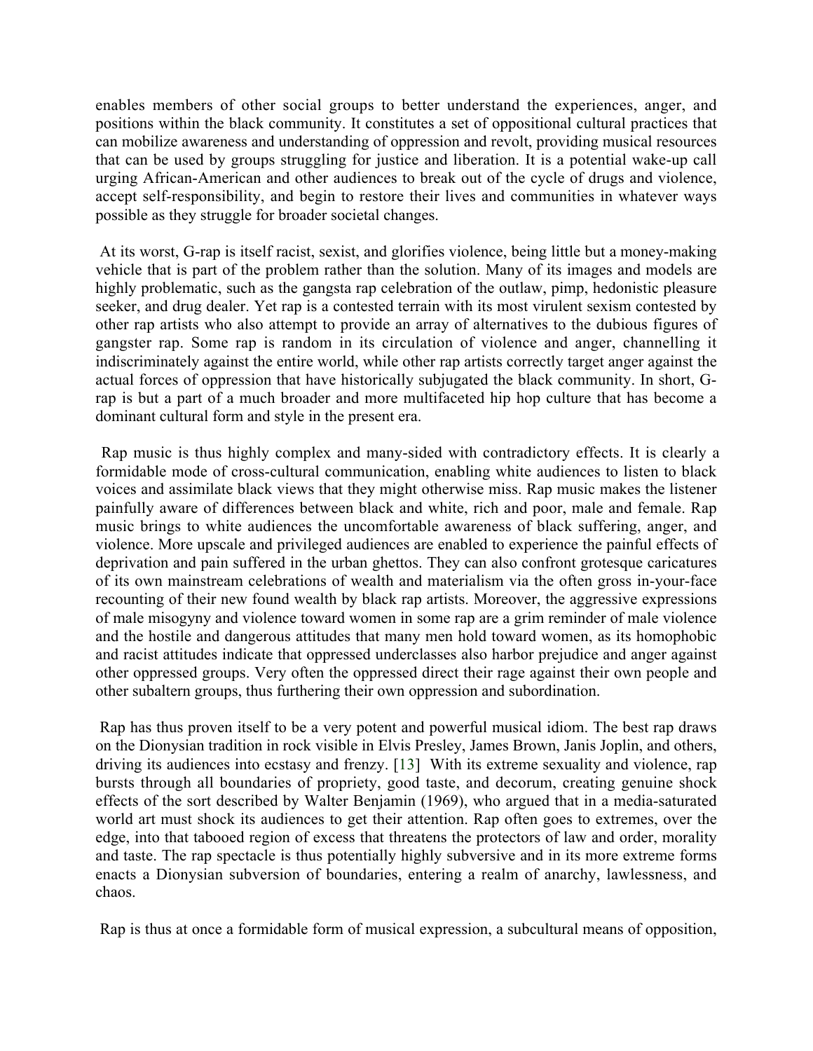enables members of other social groups to better understand the experiences, anger, and positions within the black community. It constitutes a set of oppositional cultural practices that can mobilize awareness and understanding of oppression and revolt, providing musical resources that can be used by groups struggling for justice and liberation. It is a potential wake-up call urging African-American and other audiences to break out of the cycle of drugs and violence, accept self-responsibility, and begin to restore their lives and communities in whatever ways possible as they struggle for broader societal changes.

At its worst, G-rap is itself racist, sexist, and glorifies violence, being little but a money-making vehicle that is part of the problem rather than the solution. Many of its images and models are highly problematic, such as the gangsta rap celebration of the outlaw, pimp, hedonistic pleasure seeker, and drug dealer. Yet rap is a contested terrain with its most virulent sexism contested by other rap artists who also attempt to provide an array of alternatives to the dubious figures of gangster rap. Some rap is random in its circulation of violence and anger, channelling it indiscriminately against the entire world, while other rap artists correctly target anger against the actual forces of oppression that have historically subjugated the black community. In short, G-rap is but a part of a much broader and more multifaceted hip hop culture that has become a dominant cultural form and style in the present era.

Rap music is thus highly complex and many-sided with contradictory effects. It is clearly a formidable mode of cross-cultural communication, enabling white audiences to listen to black voices and assimilate black views that they might otherwise miss. Rap music makes the listener painfully aware of differences between black and white, rich and poor, male and female. Rap music brings to white audiences the uncomfortable awareness of black suffering, anger, and violence. More upscale and privileged audiences are enabled to experience the painful effects of deprivation and pain suffered in the urban ghettos. They can also confront grotesque caricatures of its own mainstream celebrations of wealth and materialism via the often gross in-your-face recounting of their new found wealth by black rap artists. Moreover, the aggressive expressions of male misogyny and violence toward women in some rap are a grim reminder of male violence and the hostile and dangerous attitudes that many men hold toward women, as its homophobic and racist attitudes indicate that oppressed underclasses also harbor prejudice and anger against other oppressed groups. Very often the oppressed direct their rage against their own people and other subaltern groups, thus furthering their own oppression and subordination.

Rap has thus proven itself to be a very potent and powerful musical idiom. The best rap draws on the Dionysian tradition in rock visible in Elvis Presley, James Brown, Janis Joplin, and others, driving its audiences into ecstasy and frenzy. [13] With its extreme sexuality and violence, rap bursts through all boundaries of propriety, good taste, and decorum, creating genuine shock effects of the sort described by Walter Benjamin (1969), who argued that in a media-saturated world art must shock its audiences to get their attention. Rap often goes to extremes, over the edge, into that tabooed region of excess that threatens the protectors of law and order, morality and taste. The rap spectacle is thus potentially highly subversive and in its more extreme forms enacts a Dionysian subversion of boundaries, entering a realm of anarchy, lawlessness, and chaos.

Rap is thus at once a formidable form of musical expression, a subcultural means of opposition,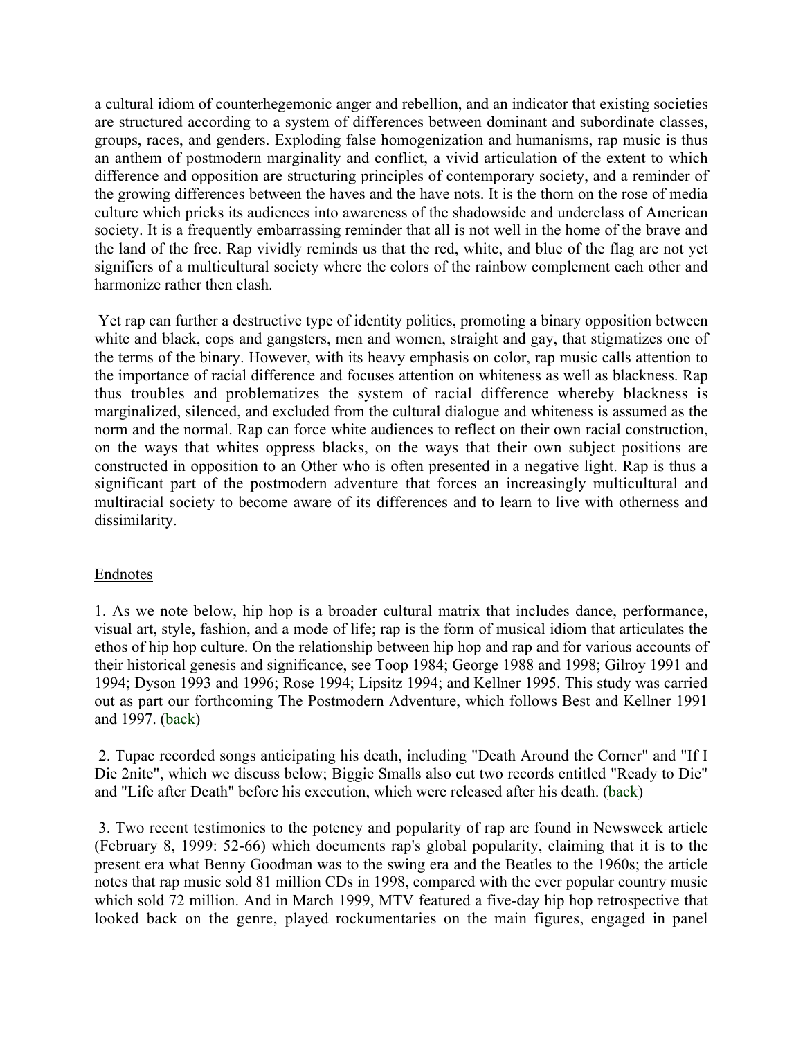a cultural idiom of counterhegemonic anger and rebellion, and an indicator that existing societies are structured according to a system of differences between dominant and subordinate classes, groups, races, and genders. Exploding false homogenization and humanisms, rap music is thus an anthem of postmodern marginality and conflict, a vivid articulation of the extent to which difference and opposition are structuring principles of contemporary society, and a reminder of the growing differences between the haves and the have nots. It is the thorn on the rose of media culture which pricks its audiences into awareness of the shadowside and underclass of American society. It is a frequently embarrassing reminder that all is not well in the home of the brave and the land of the free. Rap vividly reminds us that the red, white, and blue of the flag are not yet signifiers of a multicultural society where the colors of the rainbow complement each other and harmonize rather then clash.

Yet rap can further a destructive type of identity politics, promoting a binary opposition between white and black, cops and gangsters, men and women, straight and gay, that stigmatizes one of the terms of the binary. However, with its heavy emphasis on color, rap music calls attention to the importance of racial difference and focuses attention on whiteness as well as blackness. Rap thus troubles and problematizes the system of racial difference whereby blackness is marginalized, silenced, and excluded from the cultural dialogue and whiteness is assumed as the norm and the normal. Rap can force white audiences to reflect on their own racial construction, on the ways that whites oppress blacks, on the ways that their own subject positions are constructed in opposition to an Other who is often presented in a negative light. Rap is thus a significant part of the postmodern adventure that forces an increasingly multicultural and multiracial society to become aware of its differences and to learn to live with otherness and dissimilarity.

## Endnotes

1. As we note below, hip hop is a broader cultural matrix that includes dance, performance, visual art, style, fashion, and a mode of life; rap is the form of musical idiom that articulates the ethos of hip hop culture. On the relationship between hip hop and rap and for various accounts of their historical genesis and significance, see Toop 1984; George 1988 and 1998; Gilroy 1991 and 1994; Dyson 1993 and 1996; Rose 1994; Lipsitz 1994; and Kellner 1995. This study was carried out as part our forthcoming The Postmodern Adventure, which follows Best and Kellner 1991 and 1997. (back)

2. Tupac recorded songs anticipating his death, including "Death Around the Corner" and "If I Die 2nite", which we discuss below; Biggie Smalls also cut two records entitled "Ready to Die" and "Life after Death" before his execution, which were released after his death. (back)

3. Two recent testimonies to the potency and popularity of rap are found in Newsweek article (February 8, 1999: 52-66) which documents rap's global popularity, claiming that it is to the present era what Benny Goodman was to the swing era and the Beatles to the 1960s; the article notes that rap music sold 81 million CDs in 1998, compared with the ever popular country music which sold 72 million. And in March 1999, MTV featured a five-day hip hop retrospective that looked back on the genre, played rockumentaries on the main figures, engaged in panel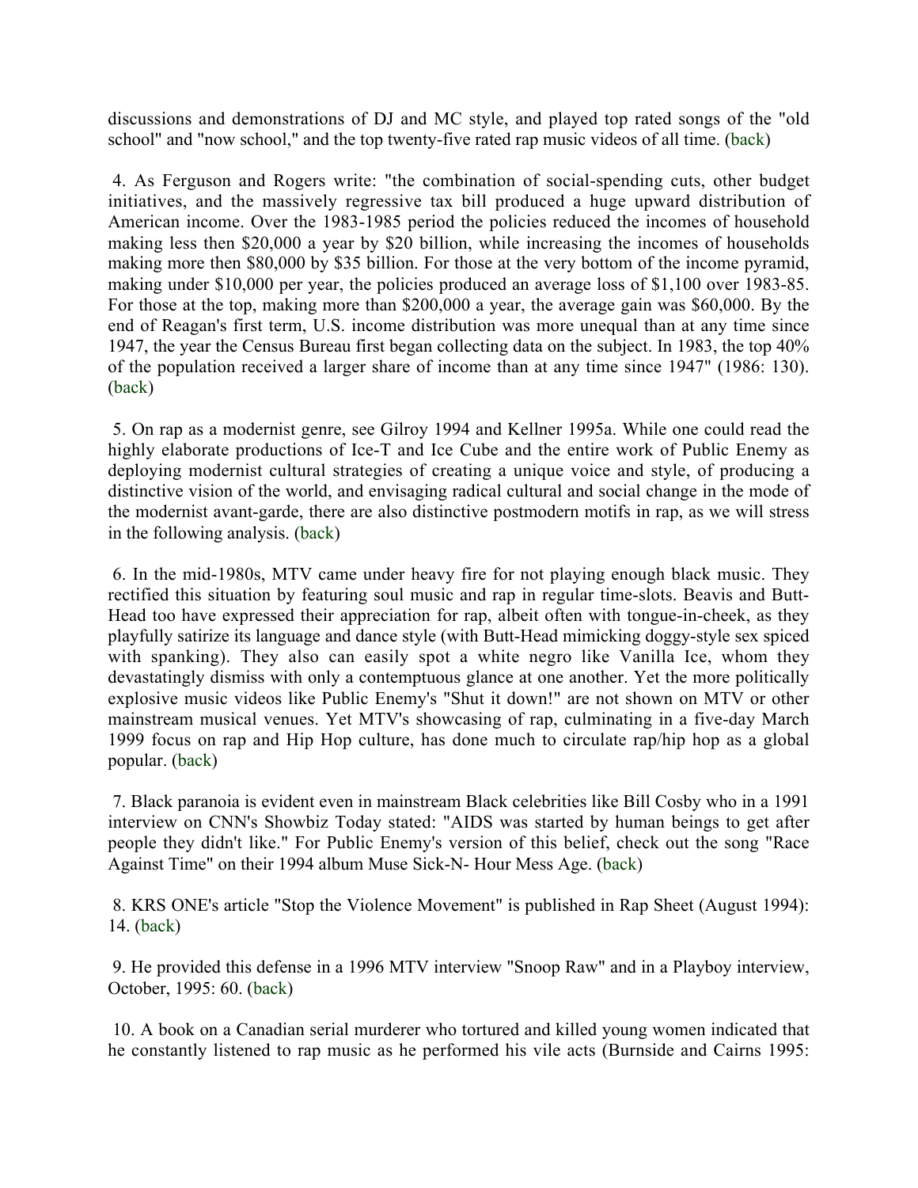discussions and demonstrations of DJ and MC style, and played top rated songs of the "old school" and "now school," and the top twenty-five rated rap music videos of all time. (back)

4. As Ferguson and Rogers write: "the combination of social-spending cuts, other budget initiatives, and the massively regressive tax bill produced a huge upward distribution of American income. Over the 1983-1985 period the policies reduced the incomes of household making less then $20,000 a year by $20 billion, while increasing the incomes of households making more then $80,000 by $35 billion. For those at the very bottom of the income pyramid, making under $10,000 per year, the policies produced an average loss of $1,100 over 1983-85. For those at the top, making more than $200,000 a year, the average gain was $60,000. By the end of Reagan's first term, U.S. income distribution was more unequal than at any time since 1947, the year the Census Bureau first began collecting data on the subject. In 1983, the top 40% of the population received a larger share of income than at any time since 1947" (1986: 130). (back)

5. On rap as a modernist genre, see Gilroy 1994 and Kellner 1995a. While one could read the highly elaborate productions of Ice-T and Ice Cube and the entire work of Public Enemy as deploying modernist cultural strategies of creating a unique voice and style, of producing a distinctive vision of the world, and envisaging radical cultural and social change in the mode of the modernist avant-garde, there are also distinctive postmodern motifs in rap, as we will stress in the following analysis. (back)

6. In the mid-1980s, MTV came under heavy fire for not playing enough black music. They rectified this situation by featuring soul music and rap in regular time-slots. Beavis and Butt-Head too have expressed their appreciation for rap, albeit often with tongue-in-cheek, as they playfully satirize its language and dance style (with Butt-Head mimicking doggy-style sex spiced with spanking). They also can easily spot a white negro like Vanilla Ice, whom they devastatingly dismiss with only a contemptuous glance at one another. Yet the more politically explosive music videos like Public Enemy's "Shut it down!" are not shown on MTV or other mainstream musical venues. Yet MTV's showcasing of rap, culminating in a five-day March 1999 focus on rap and Hip Hop culture, has done much to circulate rap/hip hop as a global popular. (back)

7. Black paranoia is evident even in mainstream Black celebrities like Bill Cosby who in a 1991 interview on CNN's Showbiz Today stated: "AIDS was started by human beings to get after people they didn't like." For Public Enemy's version of this belief, check out the song "Race Against Time" on their 1994 album Muse Sick-N- Hour Mess Age. (back)

8. KRS ONE's article "Stop the Violence Movement" is published in Rap Sheet (August 1994): 14. (back)

9. He provided this defense in a 1996 MTV interview "Snoop Raw" and in a Playboy interview, October, 1995: 60. (back)

10. A book on a Canadian serial murderer who tortured and killed young women indicated that he constantly listened to rap music as he performed his vile acts (Burnside and Cairns 1995: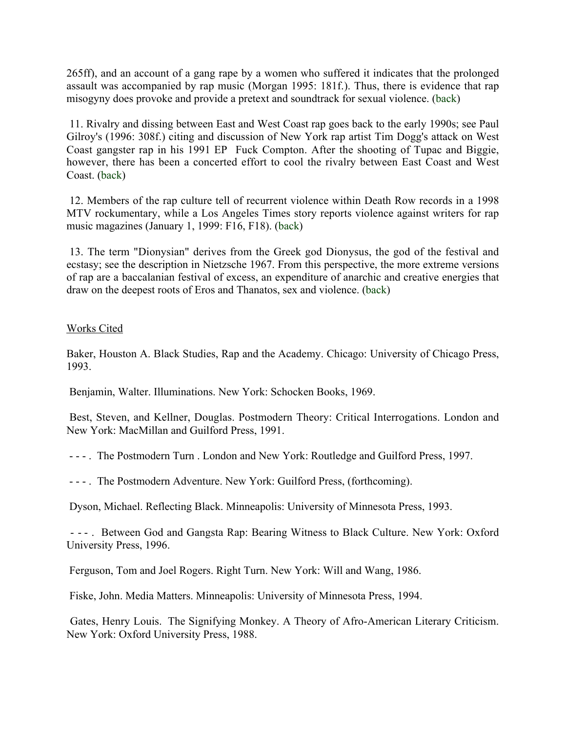265ff), and an account of a gang rape by a women who suffered it indicates that the prolonged assault was accompanied by rap music (Morgan 1995: 181f.). Thus, there is evidence that rap misogyny does provoke and provide a pretext and soundtrack for sexual violence. (back)

11. Rivalry and dissing between East and West Coast rap goes back to the early 1990s; see Paul Gilroy's (1996: 308f.) citing and discussion of New York rap artist Tim Dogg's attack on West Coast gangster rap in his 1991 EP Fuck Compton. After the shooting of Tupac and Biggie, however, there has been a concerted effort to cool the rivalry between East Coast and West Coast. (back)

12. Members of the rap culture tell of recurrent violence within Death Row records in a 1998 MTV rockumentary, while a Los Angeles Times story reports violence against writers for rap music magazines (January 1, 1999: F16, F18). (back)

13. The term "Dionysian" derives from the Greek god Dionysus, the god of the festival and ecstasy; see the description in Nietzsche 1967. From this perspective, the more extreme versions of rap are a baccalanian festival of excess, an expenditure of anarchic and creative energies that draw on the deepest roots of Eros and Thanatos, sex and violence. (back)

## Works Cited

Baker, Houston A. Black Studies, Rap and the Academy. Chicago: University of Chicago Press, 1993.

Benjamin, Walter. Illuminations. New York: Schocken Books, 1969.

Best, Steven, and Kellner, Douglas. Postmodern Theory: Critical Interrogations. London and New York: MacMillan and Guilford Press, 1991.

- - - . The Postmodern Turn . London and New York: Routledge and Guilford Press, 1997.

- - - . The Postmodern Adventure. New York: Guilford Press, (forthcoming).

Dyson, Michael. Reflecting Black. Minneapolis: University of Minnesota Press, 1993.

- - - . Between God and Gangsta Rap: Bearing Witness to Black Culture. New York: Oxford University Press, 1996.

Ferguson, Tom and Joel Rogers. Right Turn. New York: Will and Wang, 1986.

Fiske, John. Media Matters. Minneapolis: University of Minnesota Press, 1994.

Gates, Henry Louis. The Signifying Monkey. A Theory of Afro-American Literary Criticism. New York: Oxford University Press, 1988.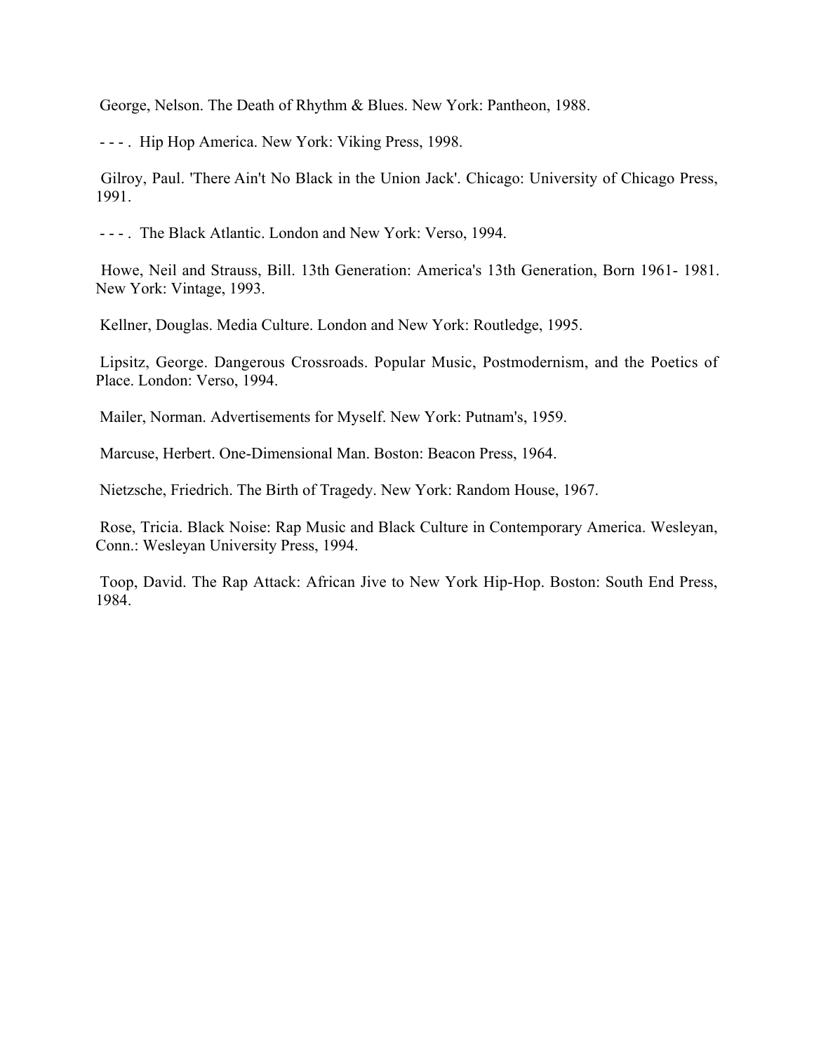George, Nelson. The Death of Rhythm & Blues. New York: Pantheon, 1988.

- - - . Hip Hop America. New York: Viking Press, 1998.

Gilroy, Paul. 'There Ain't No Black in the Union Jack'. Chicago: University of Chicago Press, 1991.

- - - . The Black Atlantic. London and New York: Verso, 1994.

Howe, Neil and Strauss, Bill. 13th Generation: America's 13th Generation, Born 1961- 1981. New York: Vintage, 1993.

Kellner, Douglas. Media Culture. London and New York: Routledge, 1995.

Lipsitz, George. Dangerous Crossroads. Popular Music, Postmodernism, and the Poetics of Place. London: Verso, 1994.

Mailer, Norman. Advertisements for Myself. New York: Putnam's, 1959.

Marcuse, Herbert. One-Dimensional Man. Boston: Beacon Press, 1964.

Nietzsche, Friedrich. The Birth of Tragedy. New York: Random House, 1967.

Rose, Tricia. Black Noise: Rap Music and Black Culture in Contemporary America. Wesleyan, Conn.: Wesleyan University Press, 1994.

Toop, David. The Rap Attack: African Jive to New York Hip-Hop. Boston: South End Press, 1984.